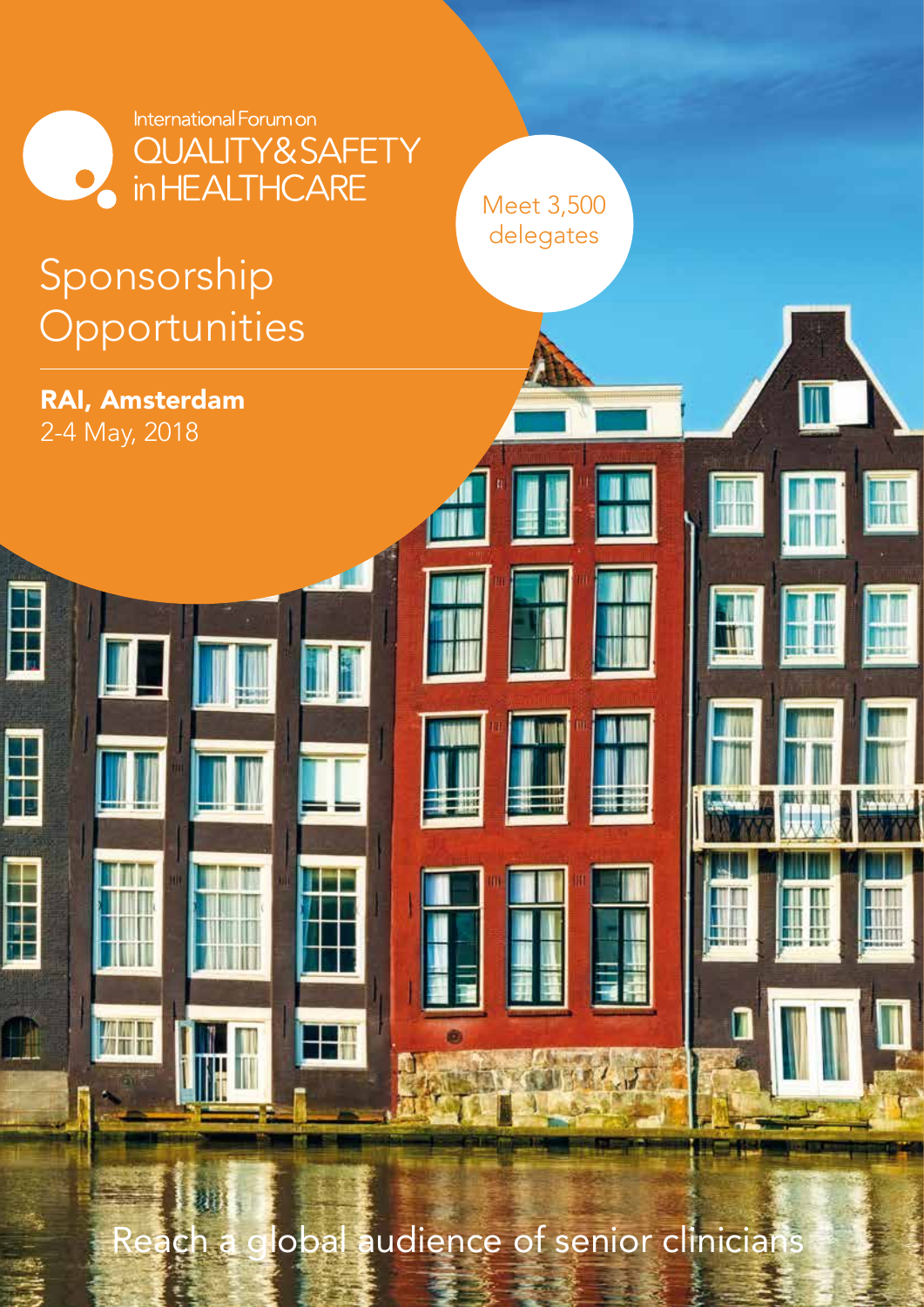International Forum on
QUALITY & SAFETY
in HEALTHCARE

# Sponsorship Opportunities

Meet 3,500 delegates

**RAI, Amsterdam**
2-4 May, 2018

Reach a global audience of senior clinicians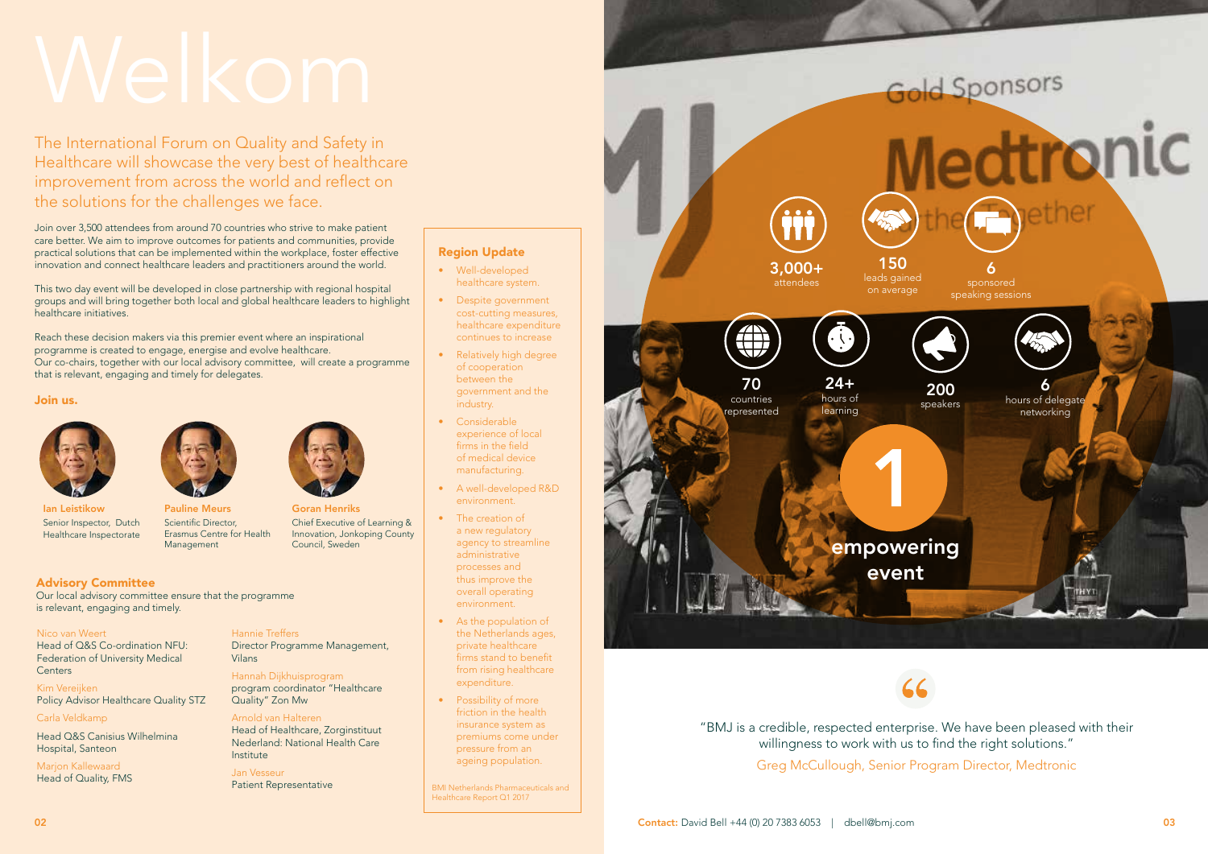# Welkom

## The International Forum on Quality and Safety in Healthcare will showcase the very best of healthcare improvement from across the world and reflect on the solutions for the challenges we face.

Join over 3,500 attendees from around 70 countries who strive to make patient care better. We aim to improve outcomes for patients and communities, provide practical solutions that can be implemented within the workplace, foster effective innovation and connect healthcare leaders and practitioners around the world.

This two day event will be developed in close partnership with regional hospital groups and will bring together both local and global healthcare leaders to highlight healthcare initiatives.

Reach these decision makers via this premier event where an inspirational programme is created to engage, energise and evolve healthcare. Our co-chairs, together with our local advisory committee, will create a programme that is relevant, engaging and timely for delegates.

### Join us.

**Ian Leistikow**
Senior Inspector, Dutch Healthcare Inspectorate

**Pauline Meurs**
Scientific Director, Erasmus Centre for Health Management

**Goran Henriks**
Chief Executive of Learning & Innovation, Jonkoping County Council, Sweden

### Advisory Committee

Our local advisory committee ensure that the programme is relevant, engaging and timely.

Nico van Weert
Head of Q&S Co-ordination NFU: Federation of University Medical Centers

Kim Vereijken
Policy Advisor Healthcare Quality STZ

Carla Veldkamp
Head Q&S Canisius Wilhelmina Hospital, Santeon

Marjon Kallewaard
Head of Quality, FMS

Hannie Treffers
Director Programme Management, Vilans

Hannah Dijkhuisprogram
program coordinator "Healthcare Quality" Zon Mw

Arnold van Halteren
Head of Healthcare, Zorginstituut Nederland: National Health Care Institute

Jan Vesseur
Patient Representative

### Region Update

- Well-developed healthcare system.
- Despite government cost-cutting measures, healthcare expenditure continues to increase
- Relatively high degree of cooperation between the government and the industry.
- Considerable experience of local firms in the field of medical device manufacturing.
- A well-developed R&D environment.
- The creation of a new regulatory agency to streamline administrative processes and thus improve the overall operating environment.
- As the population of the Netherlands ages, private healthcare firms stand to benefit from rising healthcare expenditure.
- Possibility of more friction in the health insurance system as premiums come under pressure from an ageing population.

BMI Netherlands Pharmaceuticals and Healthcare Report Q1 2017

3,000+
attendees

150
leads gained on average

6
sponsored speaking sessions

70
countries represented

24+
hours of learning

200
speakers

6
hours of delegate networking

1
empowering event

"BMJ is a credible, respected enterprise. We have been pleased with their willingness to work with us to find the right solutions."

Greg McCullough, Senior Program Director, Medtronic

**Contact:** David Bell +44 (0) 20 7383 6053 | dbell@bmj.com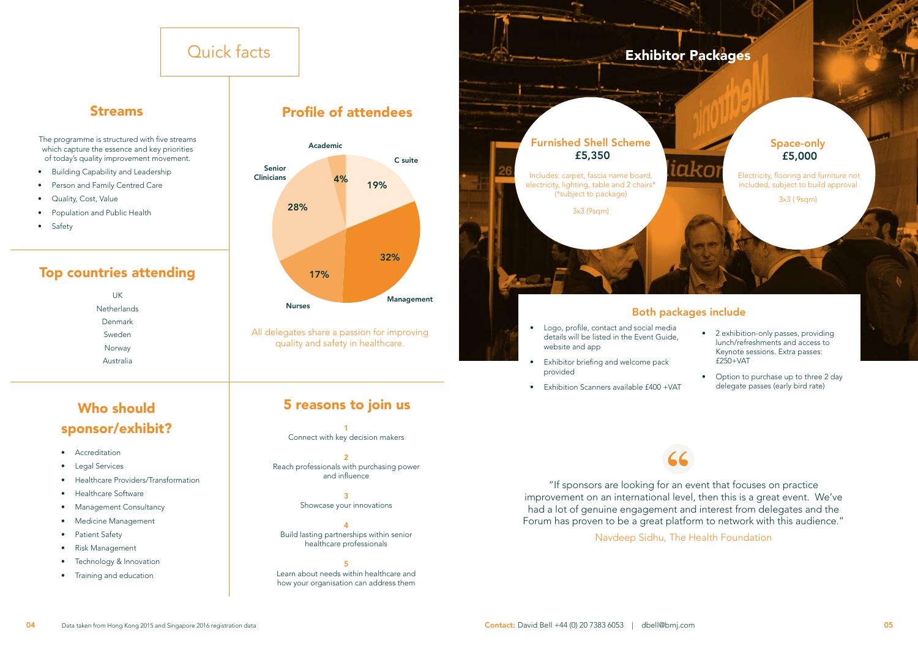# Quick facts

## Streams

The programme is structured with five streams which capture the essence and key priorities of today's quality improvement movement.

- Building Capability and Leadership
- Person and Family Centred Care
- Quality, Cost, Value
- Population and Public Health
- Safety

## Top countries attending

UK
Netherlands
Denmark
Sweden
Norway
Australia

## Who should sponsor/exhibit?

- Accreditation
- Legal Services
- Healthcare Providers/Transformation
- Healthcare Software
- Management Consultancy
- Medicine Management
- Patient Safety
- Risk Management
- Technology & Innovation
- Training and education

## Profile of attendees

Academic 4%
C suite 19%
Management 32%
Nurses 17%
Senior Clinicians 28%

All delegates share a passion for improving quality and safety in healthcare.

## 5 reasons to join us

1
Connect with key decision makers

2
Reach professionals with purchasing power and influence

3
Showcase your innovations

4
Build lasting partnerships within senior healthcare professionals

5
Learn about needs within healthcare and how your organisation can address them

Data taken from Hong Kong 2015 and Singapore 2016 registration data

# Exhibitor Packages

### Furnished Shell Scheme
**£5,350**

Includes: carpet, fascia name board, electricity, lighting, table and 2 chairs* (*subject to package)

3x3 (9sqm)

### Space-only
**£5,000**

Electricity, flooring and furniture not included, subject to build approval

3x3 ( 9sqm)

## Both packages include

- Logo, profile, contact and social media details will be listed in the Event Guide, website and app
- Exhibitor briefing and welcome pack provided
- Exhibition Scanners available £400 +VAT
- 2 exhibition-only passes, providing lunch/refreshments and access to Keynote sessions. Extra passes: £250+VAT
- Option to purchase up to three 2 day delegate passes (early bird rate)

"If sponsors are looking for an event that focuses on practice improvement on an international level, then this is a great event. We've had a lot of genuine engagement and interest from delegates and the Forum has proven to be a great platform to network with this audience."

Navdeep Sidhu, The Health Foundation

**Contact:** David Bell +44 (0) 20 7383 6053 | dbell@bmj.com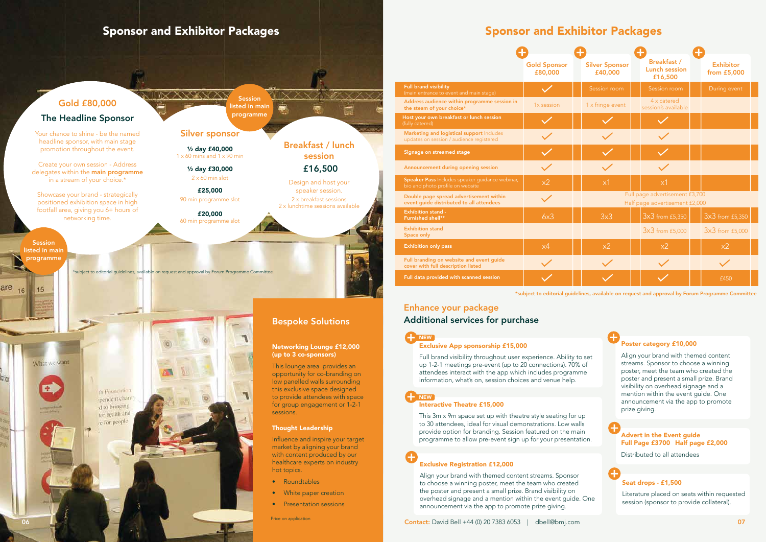# Sponsor and Exhibitor Packages

## Gold £80,000

### The Headline Sponsor

Your chance to shine - be the named headline sponsor, with main stage promotion throughout the event.

Create your own session - Address delegates within the **main programme** in a stream of your choice.*

Showcase your brand - strategically positioned exhibition space in high footfall area, giving you 6+ hours of networking time.

Session listed in main programme

## Silver sponsor

**½ day £40,000**
1 x 60 mins and 1 x 90 min

**½ day £30,000**
2 x 60 min slot

**£25,000**
90 min programme slot

**£20,000**
60 min programme slot

Session listed in main programme

## Breakfast / lunch session

### £16,500

Design and host your speaker session.

2 x breakfast sessions
2 x lunchtime sessions available

*subject to editorial guidelines, available on request and approval by Forum Programme Committee

## Bespoke Solutions

**Networking Lounge £12,000 (up to 3 co-sponsors)**

This lounge area provides an opportunity for co-branding on low panelled walls surrounding this exclusive space designed to provide attendees with space for group engagement or 1-2-1 sessions.

**Thought Leadership**

Influence and inspire your target market by aligning your brand with content produced by our healthcare experts on industry hot topics.

- Roundtables
- White paper creation
- Presentation sessions

Price on application

# Sponsor and Exhibitor Packages

| | Gold Sponsor £80,000 | Silver Sponsor £40,000 | Breakfast / Lunch session £16,500 | Exhibitor from £5,000 |
|---|---|---|---|---|
| Full brand visibility (main entrance to event and main stage) | ✓ | Session room | Session room | During event |
| Address audience within programme session in the steam of your choice* | 1x session | 1 x fringe event | 4 x catered session's available | |
| Host your own breakfast or lunch session (fully catered) | ✓ | ✓ | ✓ | |
| Marketing and logistical support Includes updates on session / audience registered | ✓ | ✓ | ✓ | |
| Signage on streamed stage | ✓ | ✓ | ✓ | |
| Announcement during opening session | ✓ | ✓ | ✓ | |
| Speaker Pass Includes speaker guidance webinar, bio and photo profile on website | x2 | x1 | x1 | |
| Double page spread advertisement within event guide distributed to all attendees | ✓ | Full page advertisement £3,700 / Half page advertisement £2,000 | | |
| Exhibition stand - Furnished shell** | 6x3 | 3x3 | 3x3 from £5,350 | 3x3 from £5,350 |
| Exhibition stand Space only | | | 3x3 from £5,000 | 3x3 from £5,000 |
| Exhibition only pass | x4 | x2 | x2 | x2 |
| Full branding on website and event guide cover with full description listed | ✓ | ✓ | ✓ | ✓ |
| Full data provided with scanned session | ✓ | ✓ | ✓ | £450 |

*subject to editorial guidelines, available on request and approval by Forum Programme Committee

## Enhance your package

### Additional services for purchase

**NEW**
**Exclusive App sponsorship £15,000**

Full brand visibility throughout user experience. Ability to set up 1-2-1 meetings pre-event (up to 20 connections). 70% of attendees interact with the app which includes programme information, what's on, session choices and venue help.

**NEW**
**Interactive Theatre £15,000**

This 3m x 9m space set up with theatre style seating for up to 30 attendees, ideal for visual demonstrations. Low walls provide option for branding. Session featured on the main programme to allow pre-event sign up for your presentation.

**Exclusive Registration £12,000**

Align your brand with themed content streams. Sponsor to choose a winning poster, meet the team who created the poster and present a small prize. Brand visibility on overhead signage and a mention within the event guide. One announcement via the app to promote prize giving.

**Poster category £10,000**

Align your brand with themed content streams. Sponsor to choose a winning poster, meet the team who created the poster and present a small prize. Brand visibility on overhead signage and a mention within the event guide. One announcement via the app to promote prize giving.

**Advert in the Event guide**
**Full Page £3700 Half page £2,000**

Distributed to all attendees

**Seat drops - £1,500**

Literature placed on seats within requested session (sponsor to provide collateral).

**Contact:** David Bell +44 (0) 20 7383 6053 | dbell@bmj.com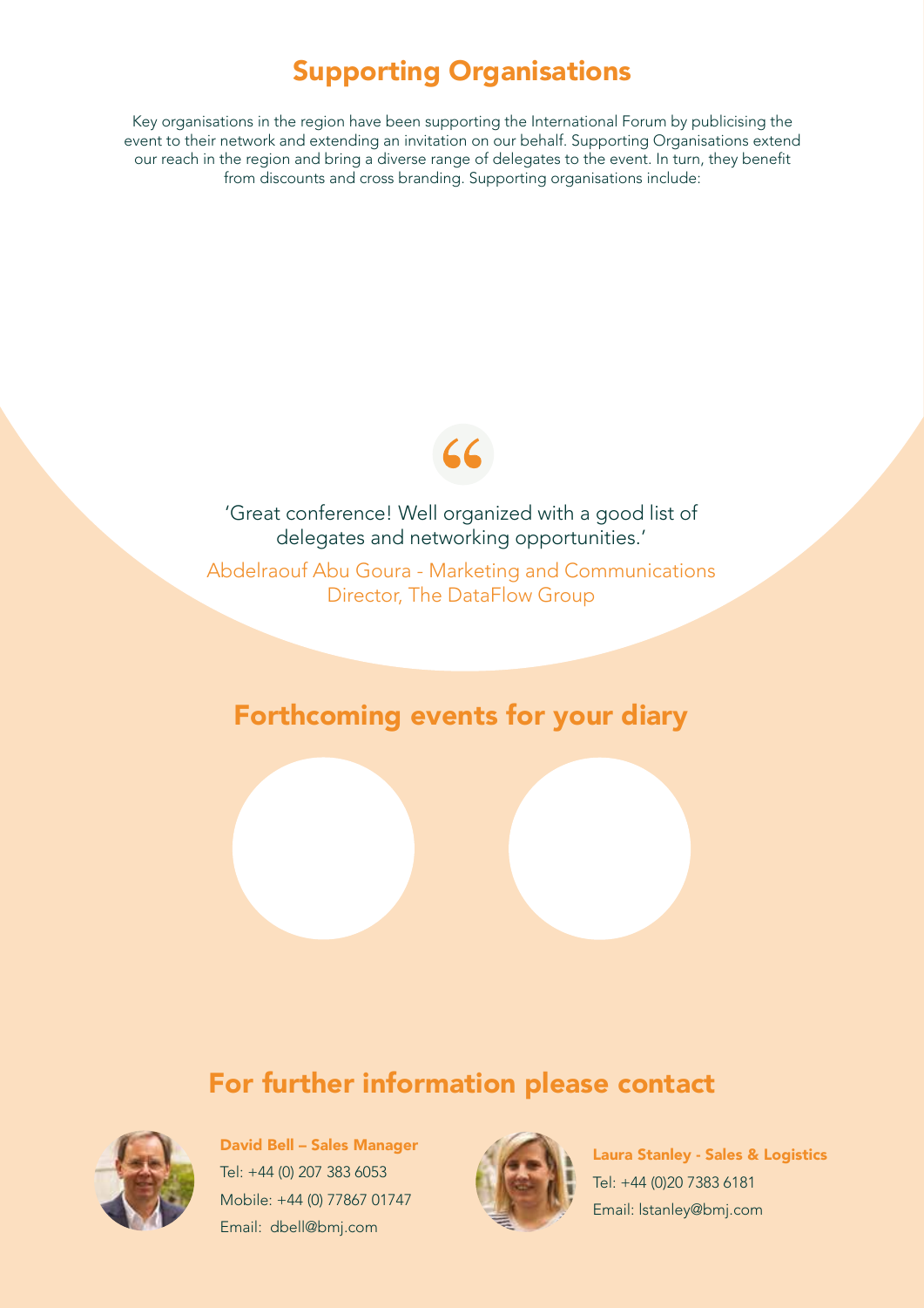## Supporting Organisations

Key organisations in the region have been supporting the International Forum by publicising the event to their network and extending an invitation on our behalf. Supporting Organisations extend our reach in the region and bring a diverse range of delegates to the event. In turn, they benefit from discounts and cross branding. Supporting organisations include:

> 'Great conference! Well organized with a good list of delegates and networking opportunities.'
>
> Abdelraouf Abu Goura - Marketing and Communications Director, The DataFlow Group

## Forthcoming events for your diary

## For further information please contact

**David Bell – Sales Manager**
Tel: +44 (0) 207 383 6053
Mobile: +44 (0) 77867 01747
Email: dbell@bmj.com

**Laura Stanley - Sales & Logistics**
Tel: +44 (0)20 7383 6181
Email: lstanley@bmj.com